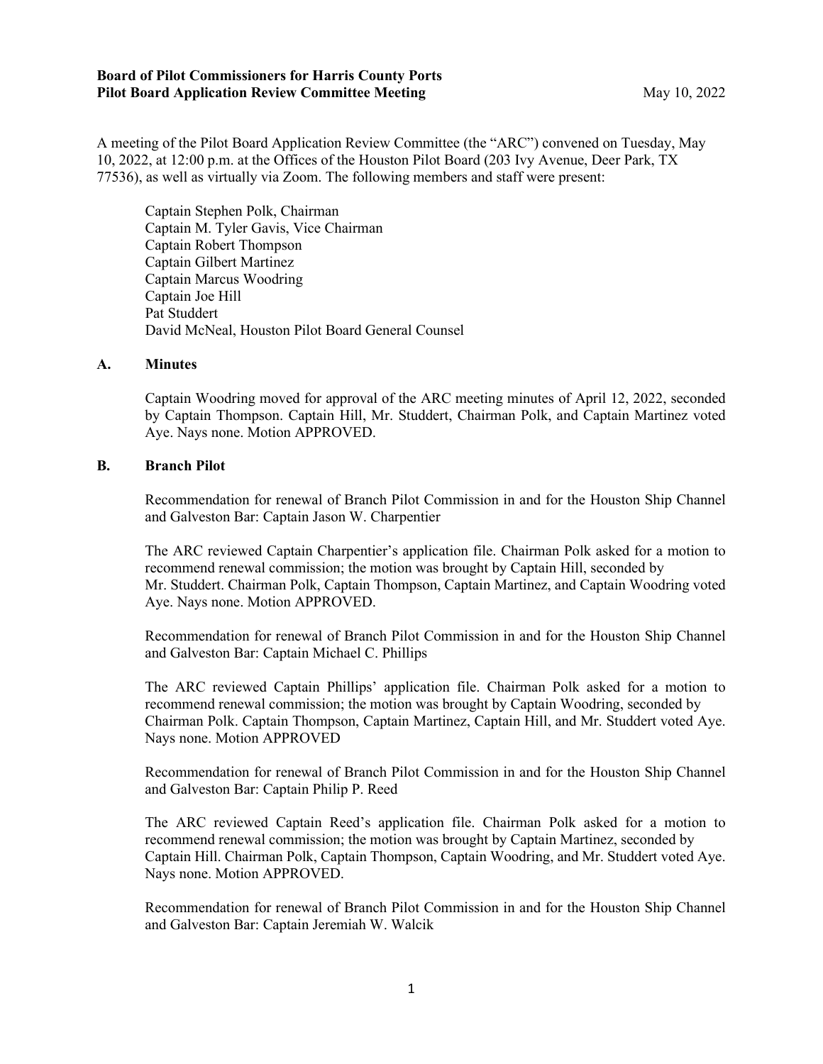**Board of Pilot Commissioners for Harris County Ports**
**Pilot Board Application Review Committee Meeting** May 10, 2022

A meeting of the Pilot Board Application Review Committee (the "ARC") convened on Tuesday, May 10, 2022, at 12:00 p.m. at the Offices of the Houston Pilot Board (203 Ivy Avenue, Deer Park, TX 77536), as well as virtually via Zoom. The following members and staff were present:

Captain Stephen Polk, Chairman
Captain M. Tyler Gavis, Vice Chairman
Captain Robert Thompson
Captain Gilbert Martinez
Captain Marcus Woodring
Captain Joe Hill
Pat Studdert
David McNeal, Houston Pilot Board General Counsel

## A. Minutes

Captain Woodring moved for approval of the ARC meeting minutes of April 12, 2022, seconded by Captain Thompson. Captain Hill, Mr. Studdert, Chairman Polk, and Captain Martinez voted Aye. Nays none. Motion APPROVED.

## B. Branch Pilot

Recommendation for renewal of Branch Pilot Commission in and for the Houston Ship Channel and Galveston Bar: Captain Jason W. Charpentier

The ARC reviewed Captain Charpentier's application file. Chairman Polk asked for a motion to recommend renewal commission; the motion was brought by Captain Hill, seconded by Mr. Studdert. Chairman Polk, Captain Thompson, Captain Martinez, and Captain Woodring voted Aye. Nays none. Motion APPROVED.

Recommendation for renewal of Branch Pilot Commission in and for the Houston Ship Channel and Galveston Bar: Captain Michael C. Phillips

The ARC reviewed Captain Phillips' application file. Chairman Polk asked for a motion to recommend renewal commission; the motion was brought by Captain Woodring, seconded by Chairman Polk. Captain Thompson, Captain Martinez, Captain Hill, and Mr. Studdert voted Aye. Nays none. Motion APPROVED

Recommendation for renewal of Branch Pilot Commission in and for the Houston Ship Channel and Galveston Bar: Captain Philip P. Reed

The ARC reviewed Captain Reed's application file. Chairman Polk asked for a motion to recommend renewal commission; the motion was brought by Captain Martinez, seconded by Captain Hill. Chairman Polk, Captain Thompson, Captain Woodring, and Mr. Studdert voted Aye. Nays none. Motion APPROVED.

Recommendation for renewal of Branch Pilot Commission in and for the Houston Ship Channel and Galveston Bar: Captain Jeremiah W. Walcik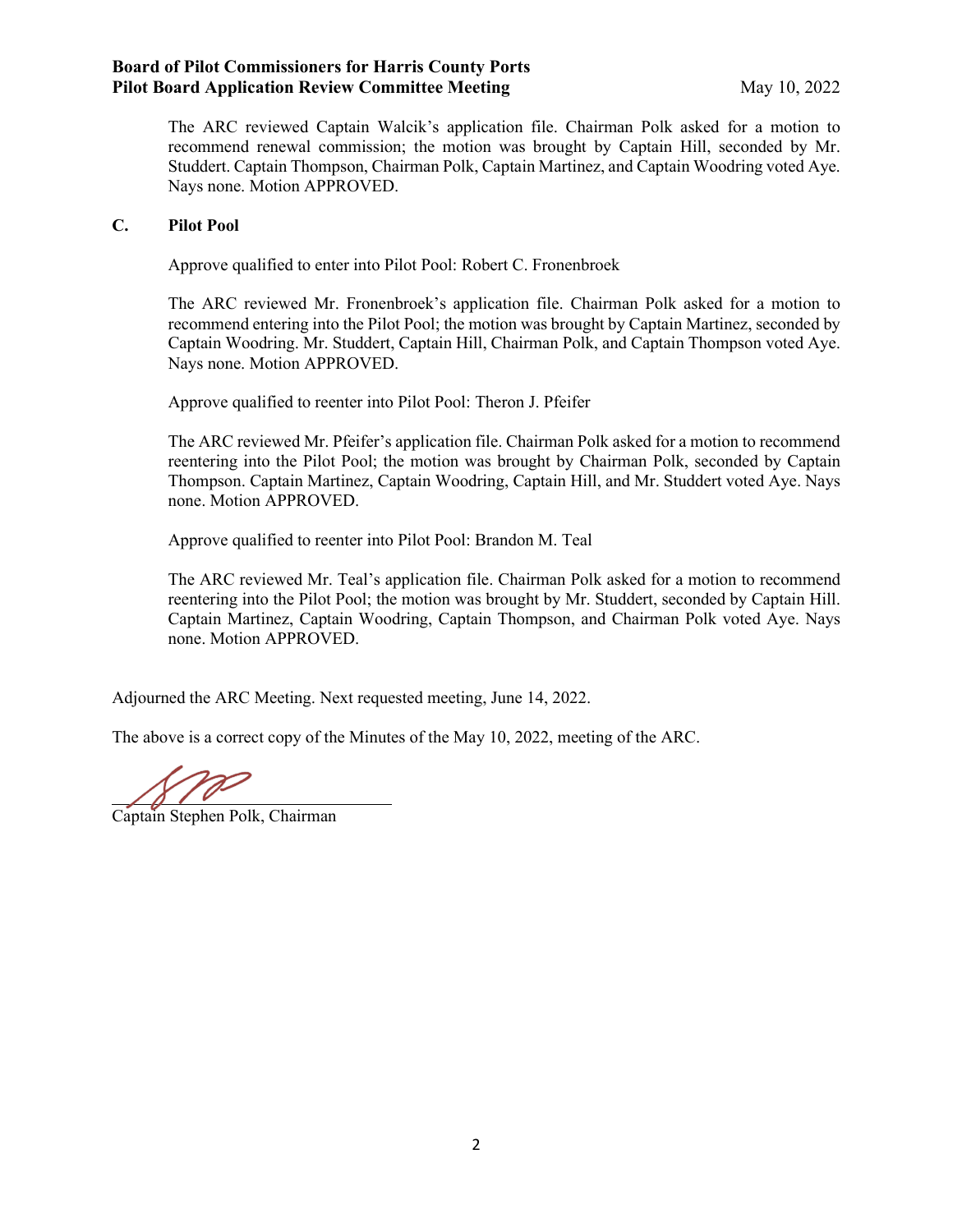The ARC reviewed Captain Walcik's application file. Chairman Polk asked for a motion to recommend renewal commission; the motion was brought by Captain Hill, seconded by Mr. Studdert. Captain Thompson, Chairman Polk, Captain Martinez, and Captain Woodring voted Aye. Nays none. Motion APPROVED.

**C. Pilot Pool**

Approve qualified to enter into Pilot Pool: Robert C. Fronenbroek

The ARC reviewed Mr. Fronenbroek's application file. Chairman Polk asked for a motion to recommend entering into the Pilot Pool; the motion was brought by Captain Martinez, seconded by Captain Woodring. Mr. Studdert, Captain Hill, Chairman Polk, and Captain Thompson voted Aye. Nays none. Motion APPROVED.

Approve qualified to reenter into Pilot Pool: Theron J. Pfeifer

The ARC reviewed Mr. Pfeifer's application file. Chairman Polk asked for a motion to recommend reentering into the Pilot Pool; the motion was brought by Chairman Polk, seconded by Captain Thompson. Captain Martinez, Captain Woodring, Captain Hill, and Mr. Studdert voted Aye. Nays none. Motion APPROVED.

Approve qualified to reenter into Pilot Pool: Brandon M. Teal

The ARC reviewed Mr. Teal's application file. Chairman Polk asked for a motion to recommend reentering into the Pilot Pool; the motion was brought by Mr. Studdert, seconded by Captain Hill. Captain Martinez, Captain Woodring, Captain Thompson, and Chairman Polk voted Aye. Nays none. Motion APPROVED.

Adjourned the ARC Meeting. Next requested meeting, June 14, 2022.

The above is a correct copy of the Minutes of the May 10, 2022, meeting of the ARC.

Captain Stephen Polk, Chairman